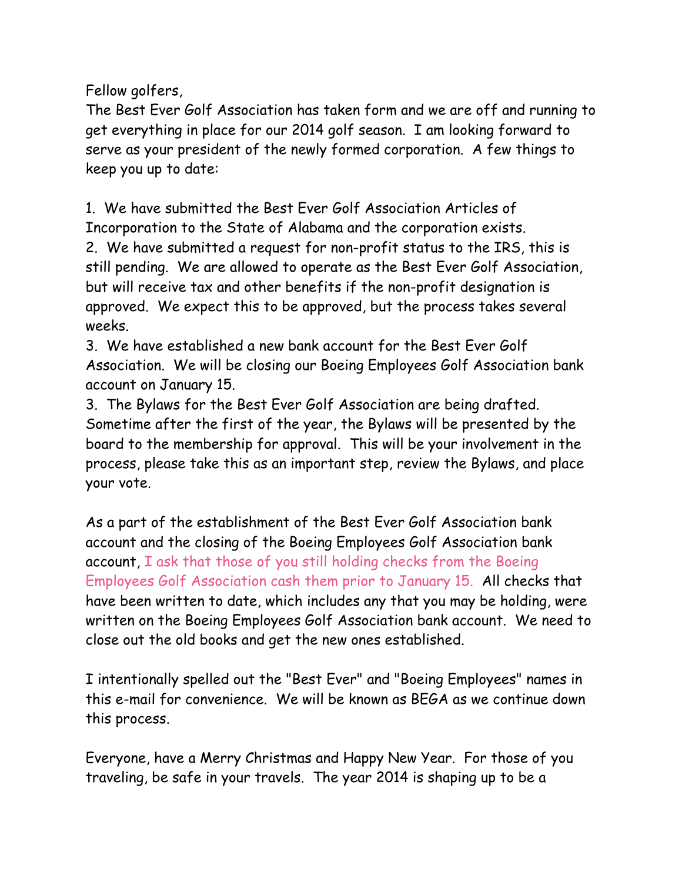Fellow golfers,

The Best Ever Golf Association has taken form and we are off and running to get everything in place for our 2014 golf season. I am looking forward to serve as your president of the newly formed corporation. A few things to keep you up to date:

1. We have submitted the Best Ever Golf Association Articles of Incorporation to the State of Alabama and the corporation exists.
2. We have submitted a request for non-profit status to the IRS, this is still pending. We are allowed to operate as the Best Ever Golf Association, but will receive tax and other benefits if the non-profit designation is approved. We expect this to be approved, but the process takes several weeks.
3. We have established a new bank account for the Best Ever Golf Association. We will be closing our Boeing Employees Golf Association bank account on January 15.
3. The Bylaws for the Best Ever Golf Association are being drafted. Sometime after the first of the year, the Bylaws will be presented by the board to the membership for approval. This will be your involvement in the process, please take this as an important step, review the Bylaws, and place your vote.

As a part of the establishment of the Best Ever Golf Association bank account and the closing of the Boeing Employees Golf Association bank account, I ask that those of you still holding checks from the Boeing Employees Golf Association cash them prior to January 15. All checks that have been written to date, which includes any that you may be holding, were written on the Boeing Employees Golf Association bank account. We need to close out the old books and get the new ones established.

I intentionally spelled out the "Best Ever" and "Boeing Employees" names in this e-mail for convenience. We will be known as BEGA as we continue down this process.

Everyone, have a Merry Christmas and Happy New Year. For those of you traveling, be safe in your travels. The year 2014 is shaping up to be a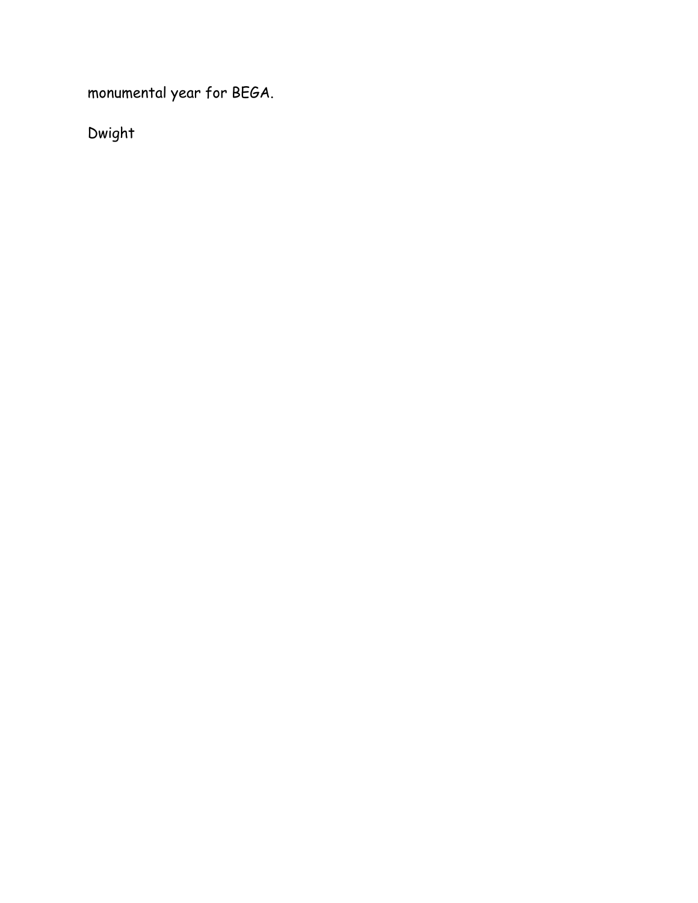monumental year for BEGA.

Dwight